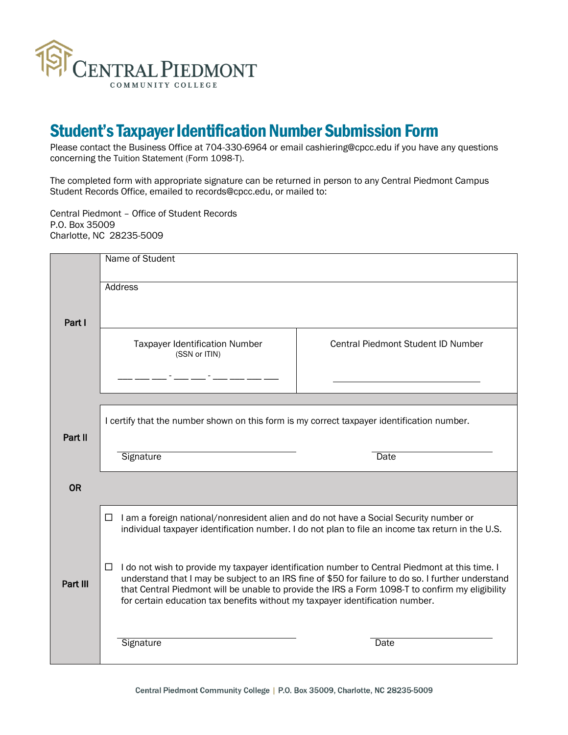CENTRAL PIEDMONT
COMMUNITY COLLEGE

# Student's Taxpayer Identification Number Submission Form

Please contact the Business Office at 704-330-6964 or email cashiering@cpcc.edu if you have any questions concerning the Tuition Statement (Form 1098-T).

The completed form with appropriate signature can be returned in person to any Central Piedmont Campus Student Records Office, emailed to records@cpcc.edu, or mailed to:

Central Piedmont – Office of Student Records
P.O. Box 35009
Charlotte, NC 28235-5009

| | | |
|---|---|---|
| **Part I** | Name of Student | |
| | Address | |
| | Taxpayer Identification Number (SSN or ITIN) ___ ___ ___ - ___ ___ - ___ ___ ___ ___ | Central Piedmont Student ID Number ______________________ |
| **Part II** | I certify that the number shown on this form is my correct taxpayer identification number. | |
| | Signature ______________________ | Date ______________ |
| **OR** | | |
| **Part III** | ☐ I am a foreign national/nonresident alien and do not have a Social Security number or individual taxpayer identification number. I do not plan to file an income tax return in the U.S. | |
| | ☐ I do not wish to provide my taxpayer identification number to Central Piedmont at this time. I understand that I may be subject to an IRS fine of $50 for failure to do so. I further understand that Central Piedmont will be unable to provide the IRS a Form 1098-T to confirm my eligibility for certain education tax benefits without my taxpayer identification number. | |
| | Signature ______________________ | Date ______________ |

Central Piedmont Community College | P.O. Box 35009, Charlotte, NC 28235-5009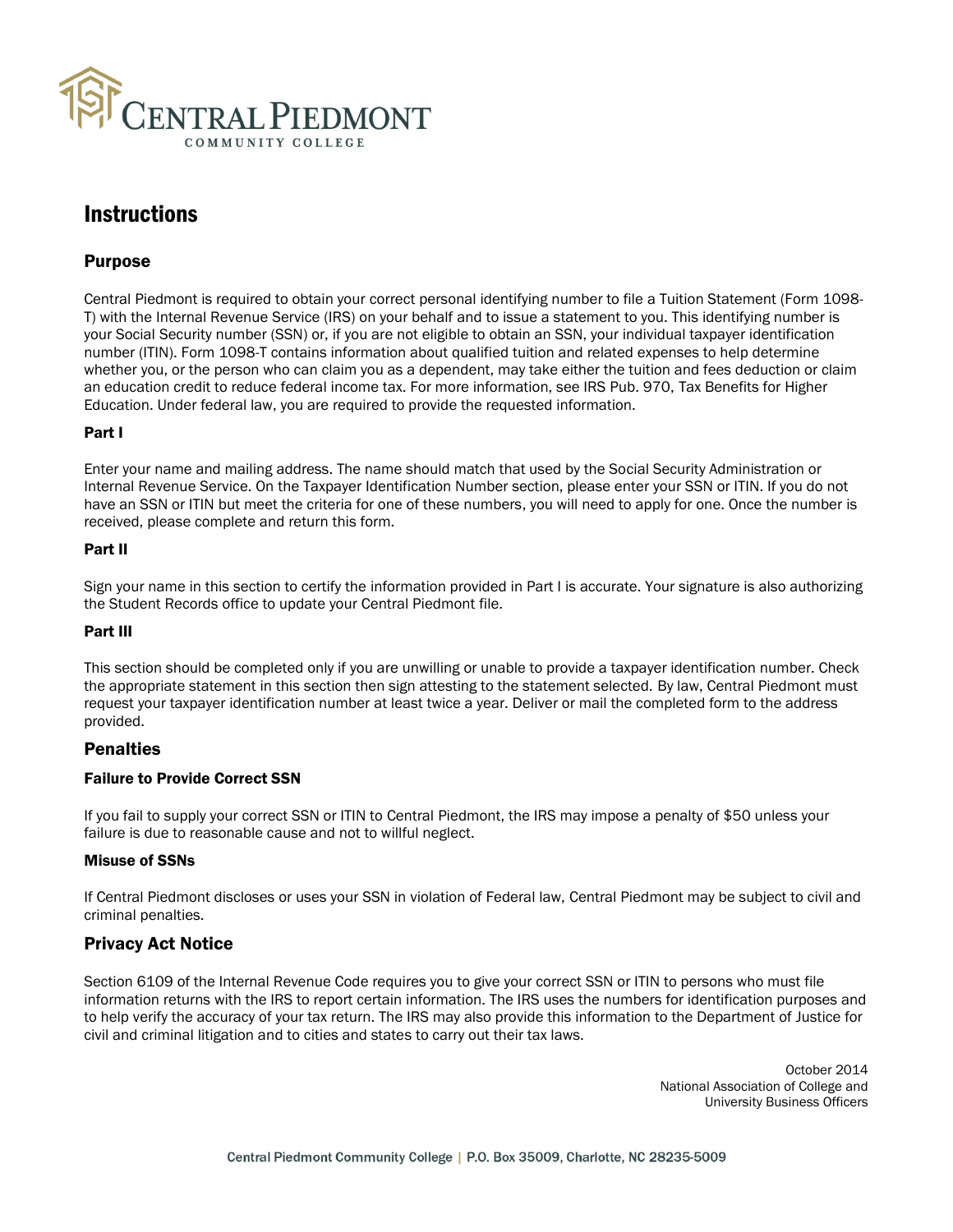# Instructions

## Purpose

Central Piedmont is required to obtain your correct personal identifying number to file a Tuition Statement (Form 1098-T) with the Internal Revenue Service (IRS) on your behalf and to issue a statement to you. This identifying number is your Social Security number (SSN) or, if you are not eligible to obtain an SSN, your individual taxpayer identification number (ITIN). Form 1098-T contains information about qualified tuition and related expenses to help determine whether you, or the person who can claim you as a dependent, may take either the tuition and fees deduction or claim an education credit to reduce federal income tax. For more information, see IRS Pub. 970, Tax Benefits for Higher Education. Under federal law, you are required to provide the requested information.

### Part I

Enter your name and mailing address. The name should match that used by the Social Security Administration or Internal Revenue Service. On the Taxpayer Identification Number section, please enter your SSN or ITIN. If you do not have an SSN or ITIN but meet the criteria for one of these numbers, you will need to apply for one. Once the number is received, please complete and return this form.

### Part II

Sign your name in this section to certify the information provided in Part I is accurate. Your signature is also authorizing the Student Records office to update your Central Piedmont file.

### Part III

This section should be completed only if you are unwilling or unable to provide a taxpayer identification number. Check the appropriate statement in this section then sign attesting to the statement selected. By law, Central Piedmont must request your taxpayer identification number at least twice a year. Deliver or mail the completed form to the address provided.

## Penalties

### Failure to Provide Correct SSN

If you fail to supply your correct SSN or ITIN to Central Piedmont, the IRS may impose a penalty of $50 unless your failure is due to reasonable cause and not to willful neglect.

### Misuse of SSNs

If Central Piedmont discloses or uses your SSN in violation of Federal law, Central Piedmont may be subject to civil and criminal penalties.

## Privacy Act Notice

Section 6109 of the Internal Revenue Code requires you to give your correct SSN or ITIN to persons who must file information returns with the IRS to report certain information. The IRS uses the numbers for identification purposes and to help verify the accuracy of your tax return. The IRS may also provide this information to the Department of Justice for civil and criminal litigation and to cities and states to carry out their tax laws.

October 2014
National Association of College and
University Business Officers

Central Piedmont Community College | P.O. Box 35009, Charlotte, NC 28235-5009